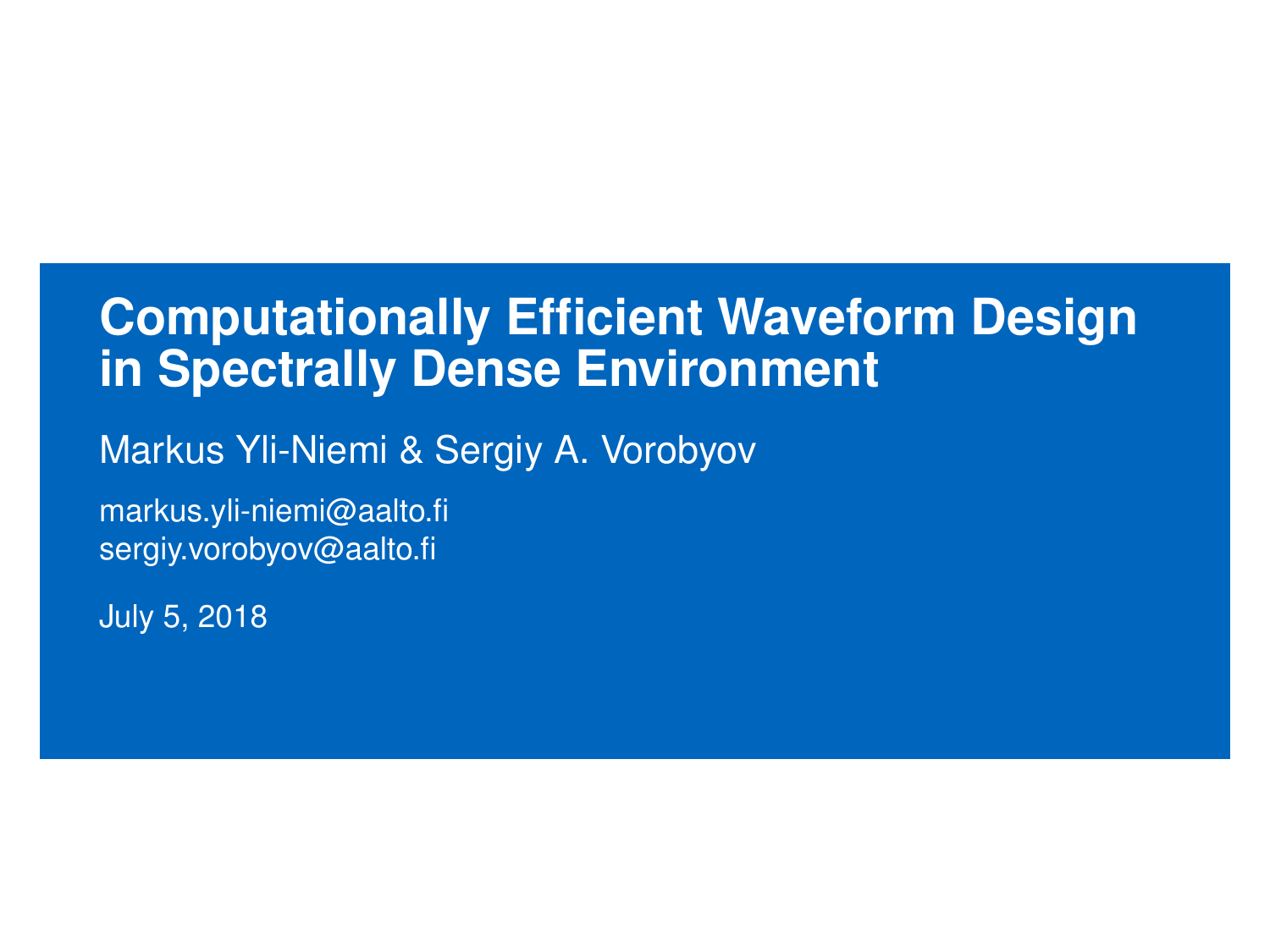# Computationally Efficient Waveform Design in Spectrally Dense Environment

Markus Yli-Niemi & Sergiy A. Vorobyov

markus.yli-niemi@aalto.fi
sergiy.vorobyov@aalto.fi

July 5, 2018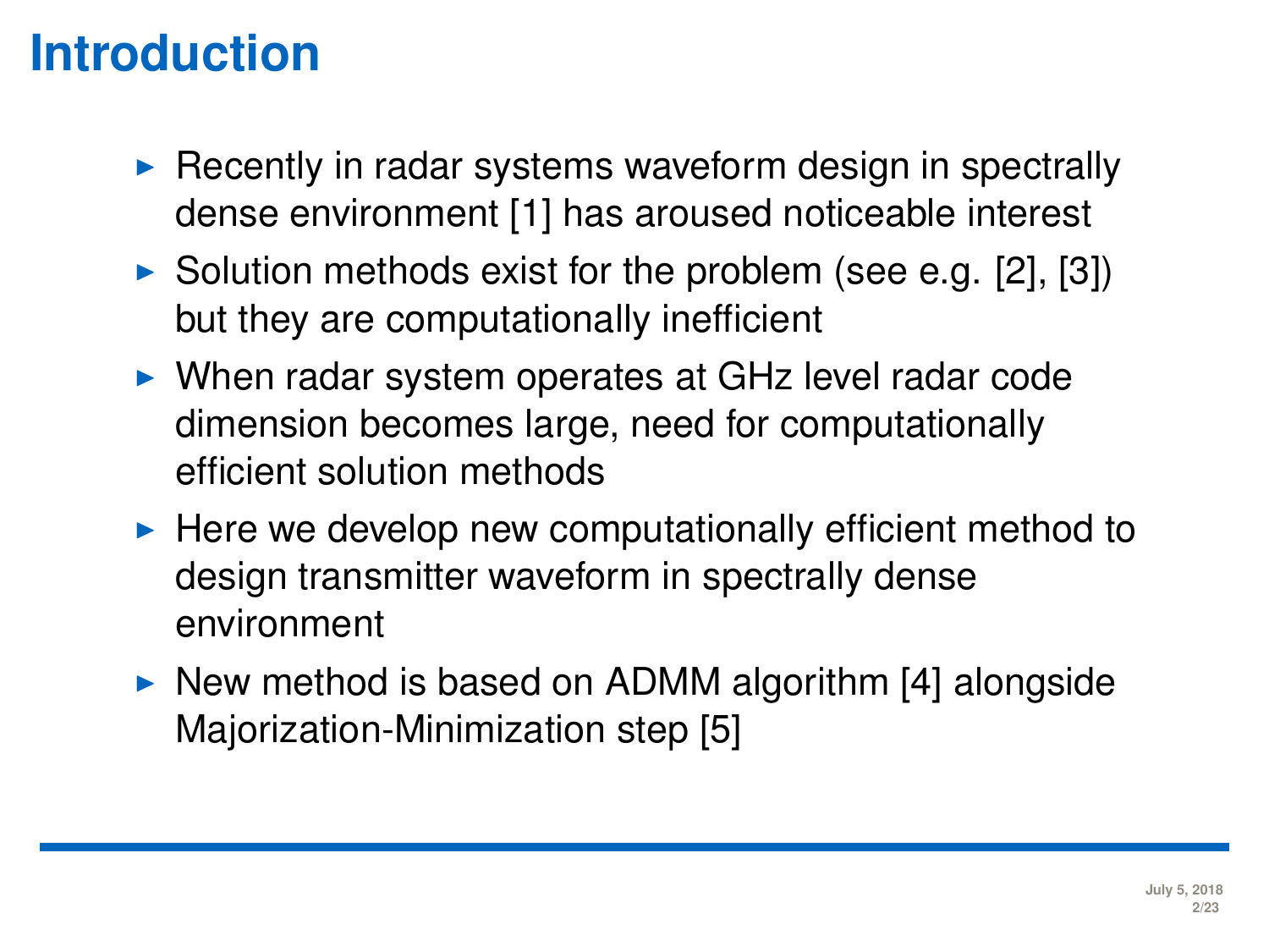# Introduction

- Recently in radar systems waveform design in spectrally dense environment [1] has aroused noticeable interest
- Solution methods exist for the problem (see e.g. [2], [3]) but they are computationally inefficient
- When radar system operates at GHz level radar code dimension becomes large, need for computationally efficient solution methods
- Here we develop new computationally efficient method to design transmitter waveform in spectrally dense environment
- New method is based on ADMM algorithm [4] alongside Majorization-Minimization step [5]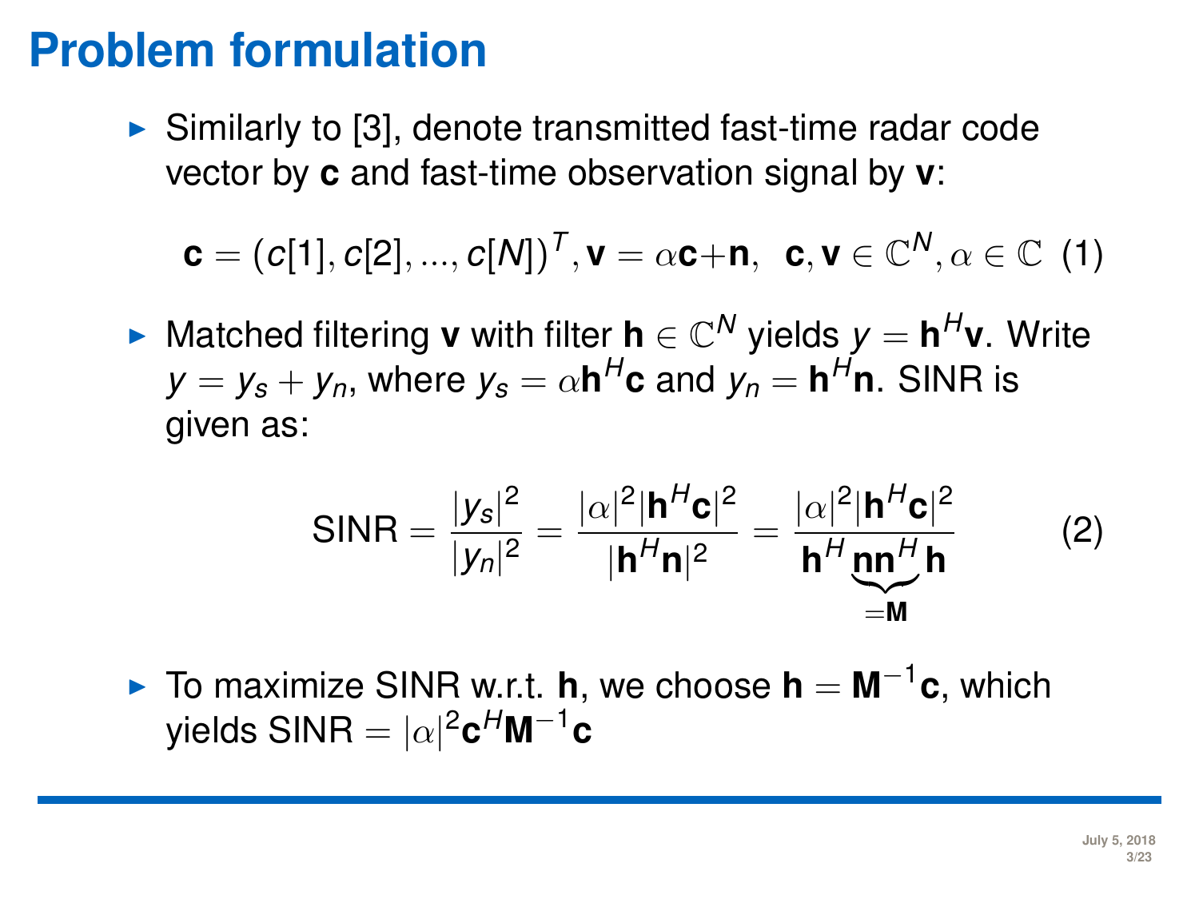# Problem formulation

- Similarly to [3], denote transmitted fast-time radar code vector by **c** and fast-time observation signal by **v**:

$$\mathbf{c} = (c[1], c[2], ..., c[N])^T, \mathbf{v} = \alpha\mathbf{c} + \mathbf{n}, \;\; \mathbf{c}, \mathbf{v} \in \mathbb{C}^N, \alpha \in \mathbb{C} \quad (1)$$

- Matched filtering **v** with filter $\mathbf{h} \in \mathbb{C}^N$ yields $y = \mathbf{h}^H\mathbf{v}$. Write $y = y_s + y_n$, where $y_s = \alpha\mathbf{h}^H\mathbf{c}$ and $y_n = \mathbf{h}^H\mathbf{n}$. SINR is given as:

$$\text{SINR} = \frac{|y_s|^2}{|y_n|^2} = \frac{|\alpha|^2|\mathbf{h}^H\mathbf{c}|^2}{|\mathbf{h}^H\mathbf{n}|^2} = \frac{|\alpha|^2|\mathbf{h}^H\mathbf{c}|^2}{\mathbf{h}^H \underbrace{\mathbf{n}\mathbf{n}^H}_{=\mathbf{M}} \mathbf{h}} \quad (2)$$

- To maximize SINR w.r.t. **h**, we choose $\mathbf{h} = \mathbf{M}^{-1}\mathbf{c}$, which yields $\text{SINR} = |\alpha|^2\mathbf{c}^H\mathbf{M}^{-1}\mathbf{c}$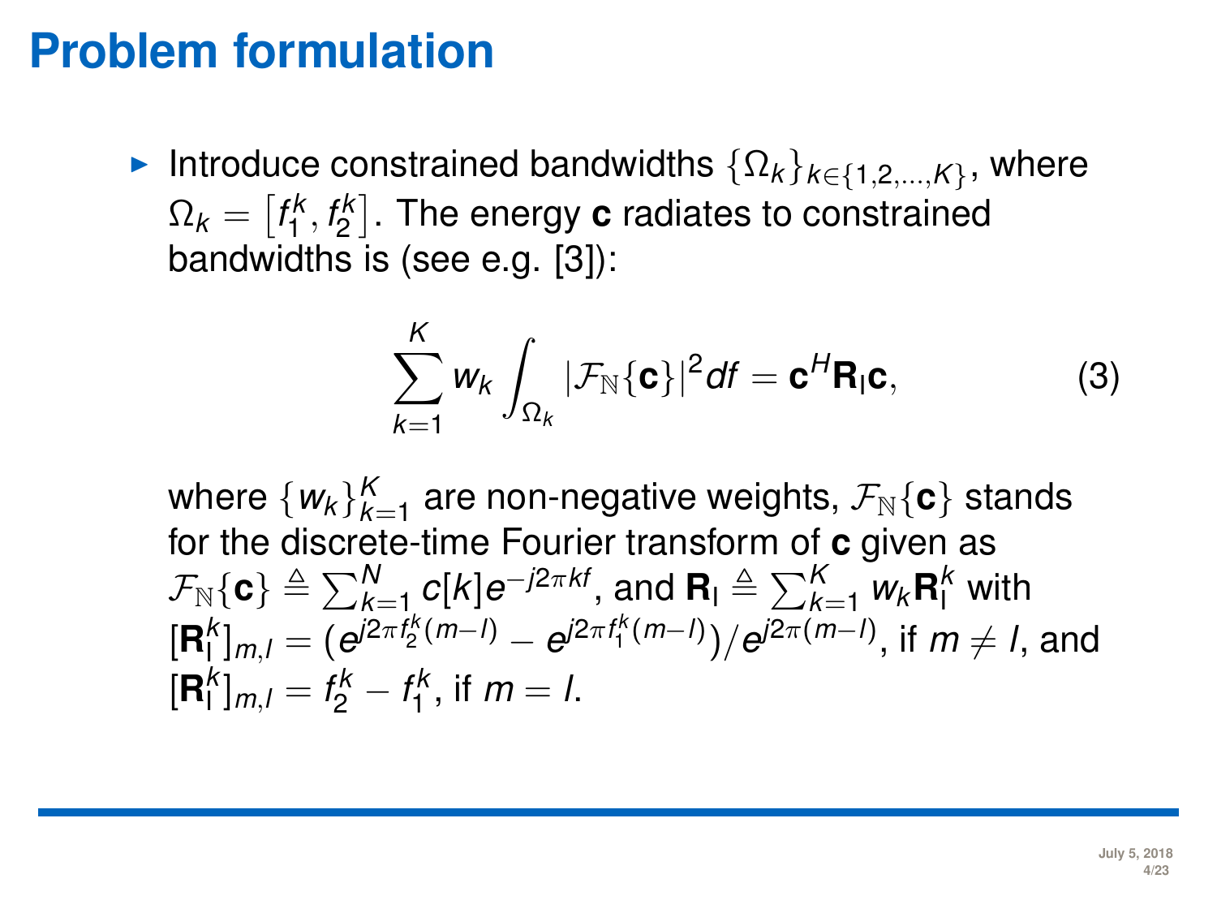# Problem formulation

- Introduce constrained bandwidths $\{\Omega_k\}_{k\in\{1,2,\ldots,K\}}$, where $\Omega_k = \left[f_1^k, f_2^k\right]$. The energy $\mathbf{c}$ radiates to constrained bandwidths is (see e.g. [3]):

$$\sum_{k=1}^{K} w_k \int_{\Omega_k} |\mathcal{F}_{\mathbb{N}}\{\mathbf{c}\}|^2 df = \mathbf{c}^H \mathbf{R}_{\mathrm{I}} \mathbf{c}, \tag{3}$$

  where $\{w_k\}_{k=1}^{K}$ are non-negative weights, $\mathcal{F}_{\mathbb{N}}\{\mathbf{c}\}$ stands for the discrete-time Fourier transform of $\mathbf{c}$ given as $\mathcal{F}_{\mathbb{N}}\{\mathbf{c}\} \triangleq \sum_{k=1}^{N} c[k] e^{-j2\pi kf}$, and $\mathbf{R}_{\mathrm{I}} \triangleq \sum_{k=1}^{K} w_k \mathbf{R}_{\mathrm{I}}^k$ with $[\mathbf{R}_{\mathrm{I}}^k]_{m,l} = (e^{j2\pi f_2^k (m-l)} - e^{j2\pi f_1^k (m-l)})/e^{j2\pi (m-l)}$, if $m \neq l$, and $[\mathbf{R}_{\mathrm{I}}^k]_{m,l} = f_2^k - f_1^k$, if $m = l$.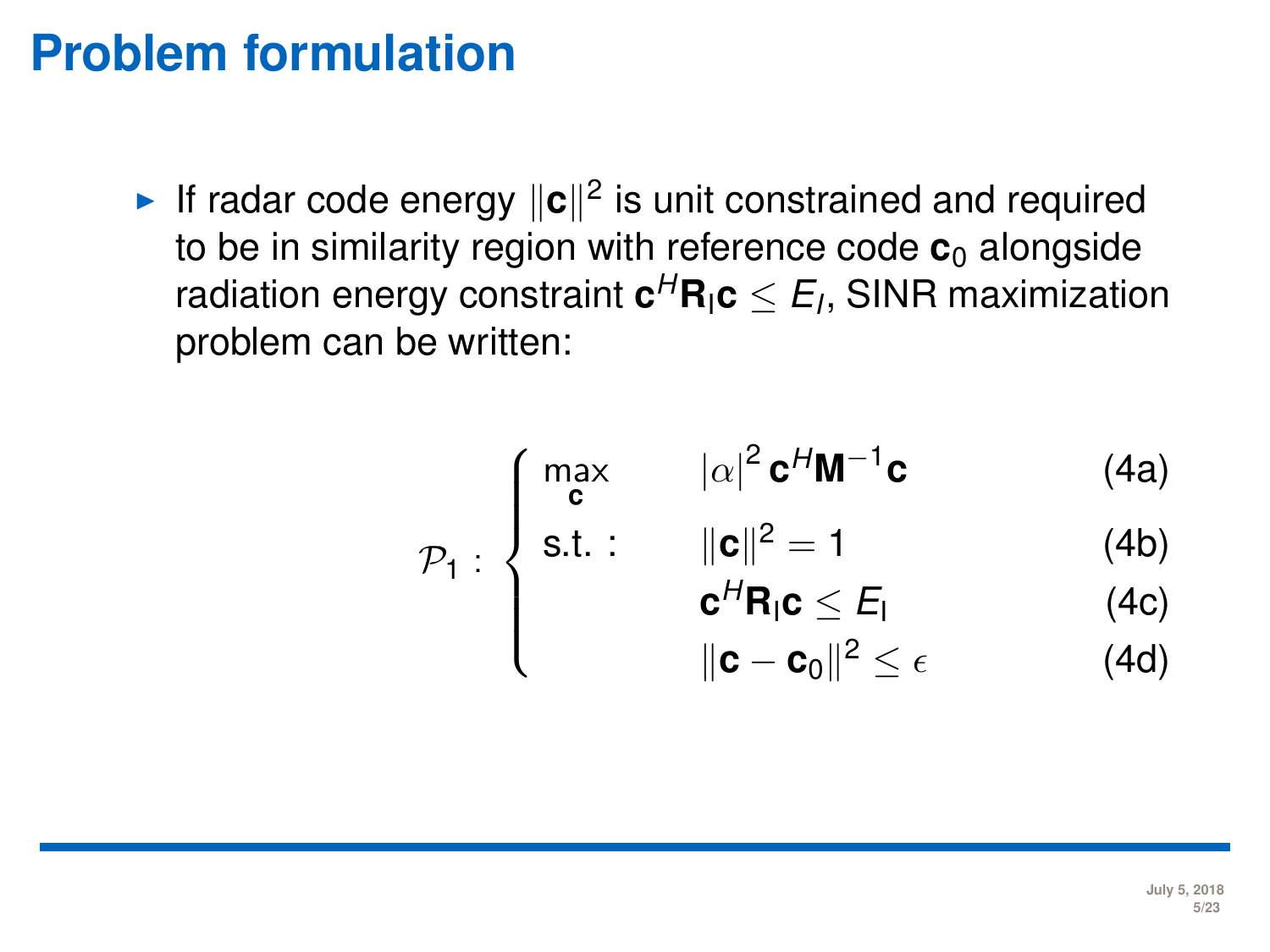# Problem formulation

- If radar code energy $\|\mathbf{c}\|^2$ is unit constrained and required to be in similarity region with reference code $\mathbf{c}_0$ alongside radiation energy constraint $\mathbf{c}^H\mathbf{R}_\mathrm{I}\mathbf{c} \leq E_I$, SINR maximization problem can be written:

$$
\mathcal{P}_1 : \begin{cases}
\max\limits_{\mathbf{c}} & |\alpha|^2 \mathbf{c}^H \mathbf{M}^{-1} \mathbf{c} & \text{(4a)} \\
\text{s.t. :} & \|\mathbf{c}\|^2 = 1 & \text{(4b)} \\
& \mathbf{c}^H \mathbf{R}_\mathrm{I} \mathbf{c} \leq E_\mathrm{I} & \text{(4c)} \\
& \|\mathbf{c} - \mathbf{c}_0\|^2 \leq \epsilon & \text{(4d)}
\end{cases}
$$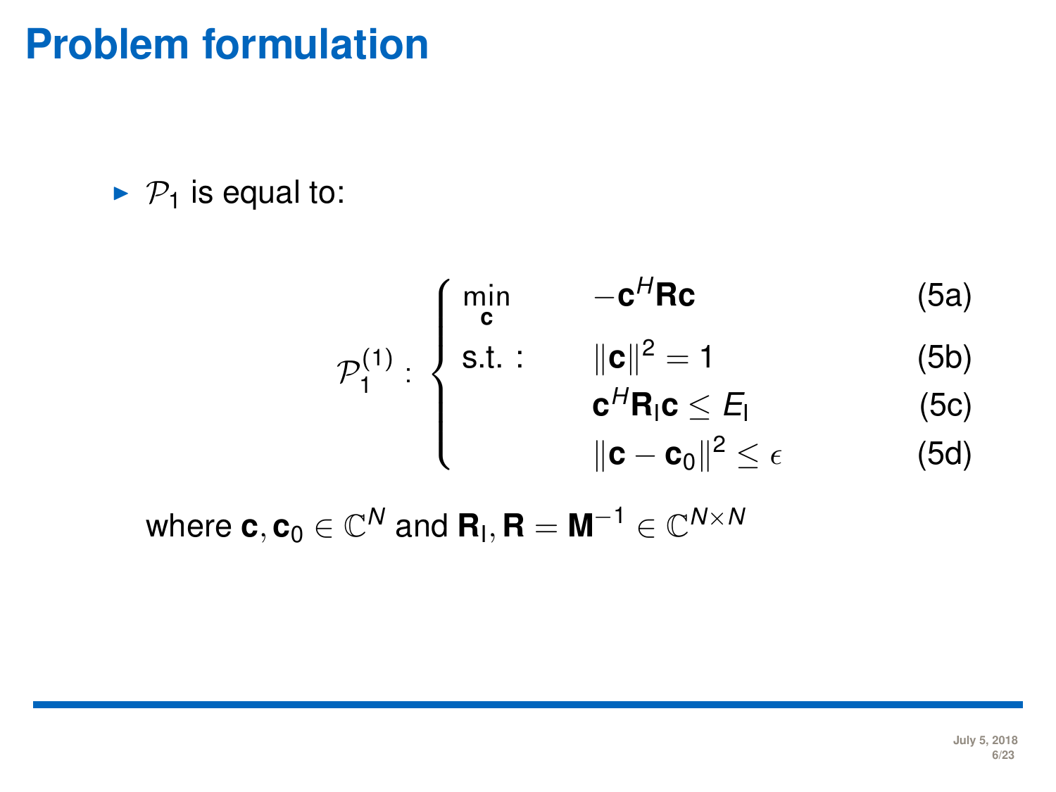# Problem formulation

- $\mathcal{P}_1$ is equal to:

$$
\mathcal{P}_1^{(1)} : \begin{cases} \min\limits_{\mathbf{c}} & -\mathbf{c}^H \mathbf{R} \mathbf{c} & \text{(5a)} \\ \text{s.t. :} & \|\mathbf{c}\|^2 = 1 & \text{(5b)} \\ & \mathbf{c}^H \mathbf{R}_\text{I} \mathbf{c} \leq E_\text{I} & \text{(5c)} \\ & \|\mathbf{c} - \mathbf{c}_0\|^2 \leq \epsilon & \text{(5d)} \end{cases}
$$

where $\mathbf{c}, \mathbf{c}_0 \in \mathbb{C}^N$ and $\mathbf{R}_\text{I}, \mathbf{R} = \mathbf{M}^{-1} \in \mathbb{C}^{N \times N}$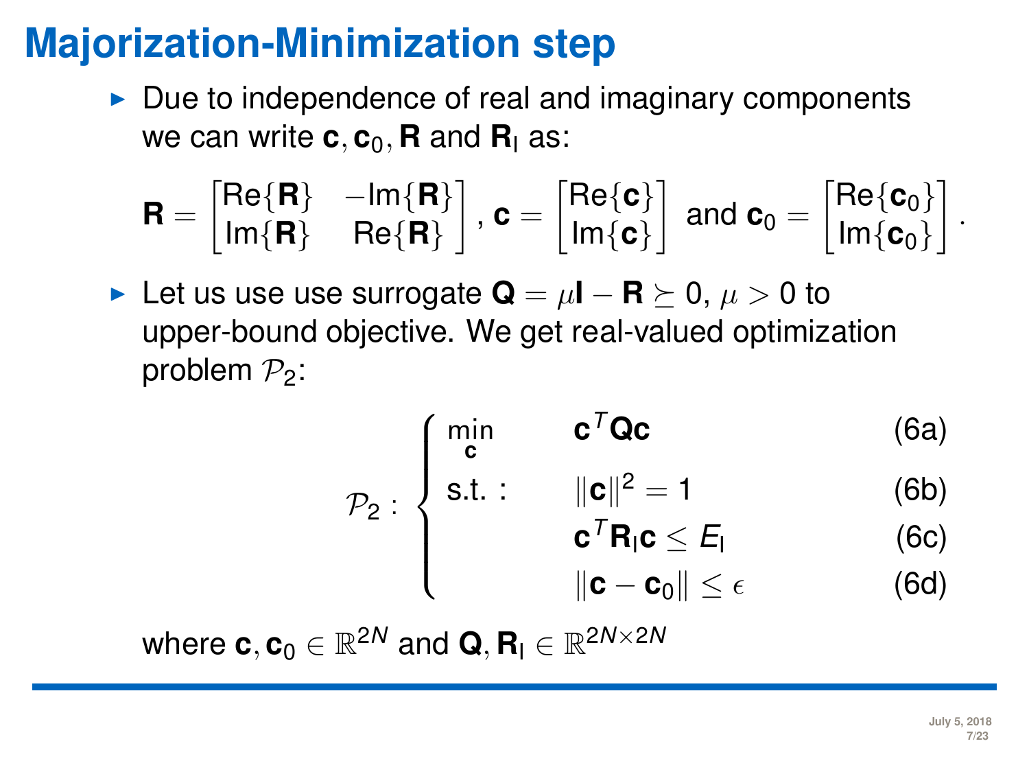# Majorization-Minimization step

- Due to independence of real and imaginary components we can write $\mathbf{c}, \mathbf{c}_0, \mathbf{R}$ and $\mathbf{R}_\text{I}$ as:

$$\mathbf{R} = \begin{bmatrix} \text{Re}\{\mathbf{R}\} & -\text{Im}\{\mathbf{R}\} \\ \text{Im}\{\mathbf{R}\} & \text{Re}\{\mathbf{R}\} \end{bmatrix}, \mathbf{c} = \begin{bmatrix} \text{Re}\{\mathbf{c}\} \\ \text{Im}\{\mathbf{c}\} \end{bmatrix} \text{ and } \mathbf{c}_0 = \begin{bmatrix} \text{Re}\{\mathbf{c}_0\} \\ \text{Im}\{\mathbf{c}_0\} \end{bmatrix}.$$

- Let us use use surrogate $\mathbf{Q} = \mu\mathbf{I} - \mathbf{R} \succeq 0$, $\mu > 0$ to upper-bound objective. We get real-valued optimization problem $\mathcal{P}_2$:

$$\mathcal{P}_2 : \begin{cases} \min\limits_{\mathbf{c}} & \mathbf{c}^T\mathbf{Q}\mathbf{c} & \text{(6a)} \\ \text{s.t. :} & \|\mathbf{c}\|^2 = 1 & \text{(6b)} \\ & \mathbf{c}^T\mathbf{R}_\text{I}\mathbf{c} \leq E_\text{I} & \text{(6c)} \\ & \|\mathbf{c} - \mathbf{c}_0\| \leq \epsilon & \text{(6d)} \end{cases}$$

where $\mathbf{c}, \mathbf{c}_0 \in \mathbb{R}^{2N}$ and $\mathbf{Q}, \mathbf{R}_\text{I} \in \mathbb{R}^{2N\times 2N}$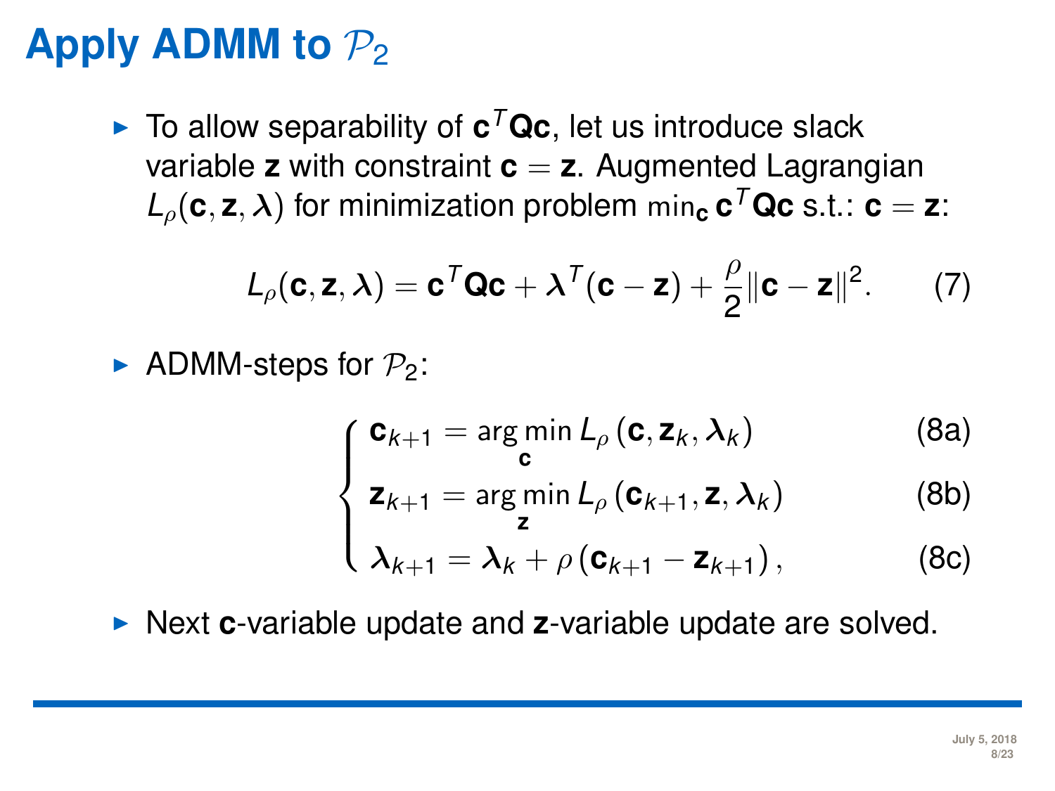# Apply ADMM to $\mathcal{P}_2$

- To allow separability of $\mathbf{c}^T\mathbf{Q}\mathbf{c}$, let us introduce slack variable $\mathbf{z}$ with constraint $\mathbf{c} = \mathbf{z}$. Augmented Lagrangian $L_\rho(\mathbf{c}, \mathbf{z}, \boldsymbol{\lambda})$ for minimization problem $\min_{\mathbf{c}} \mathbf{c}^T\mathbf{Q}\mathbf{c}$ s.t.: $\mathbf{c} = \mathbf{z}$:

$$L_\rho(\mathbf{c}, \mathbf{z}, \boldsymbol{\lambda}) = \mathbf{c}^T\mathbf{Q}\mathbf{c} + \boldsymbol{\lambda}^T(\mathbf{c} - \mathbf{z}) + \frac{\rho}{2}\|\mathbf{c} - \mathbf{z}\|^2. \tag{7}$$

- ADMM-steps for $\mathcal{P}_2$:

$$\begin{cases} \mathbf{c}_{k+1} = \arg\min\limits_{\mathbf{c}} L_\rho\left(\mathbf{c}, \mathbf{z}_k, \boldsymbol{\lambda}_k\right) & \text{(8a)} \\ \mathbf{z}_{k+1} = \arg\min\limits_{\mathbf{z}} L_\rho\left(\mathbf{c}_{k+1}, \mathbf{z}, \boldsymbol{\lambda}_k\right) & \text{(8b)} \\ \boldsymbol{\lambda}_{k+1} = \boldsymbol{\lambda}_k + \rho\left(\mathbf{c}_{k+1} - \mathbf{z}_{k+1}\right), & \text{(8c)} \end{cases}$$

- Next $\mathbf{c}$-variable update and $\mathbf{z}$-variable update are solved.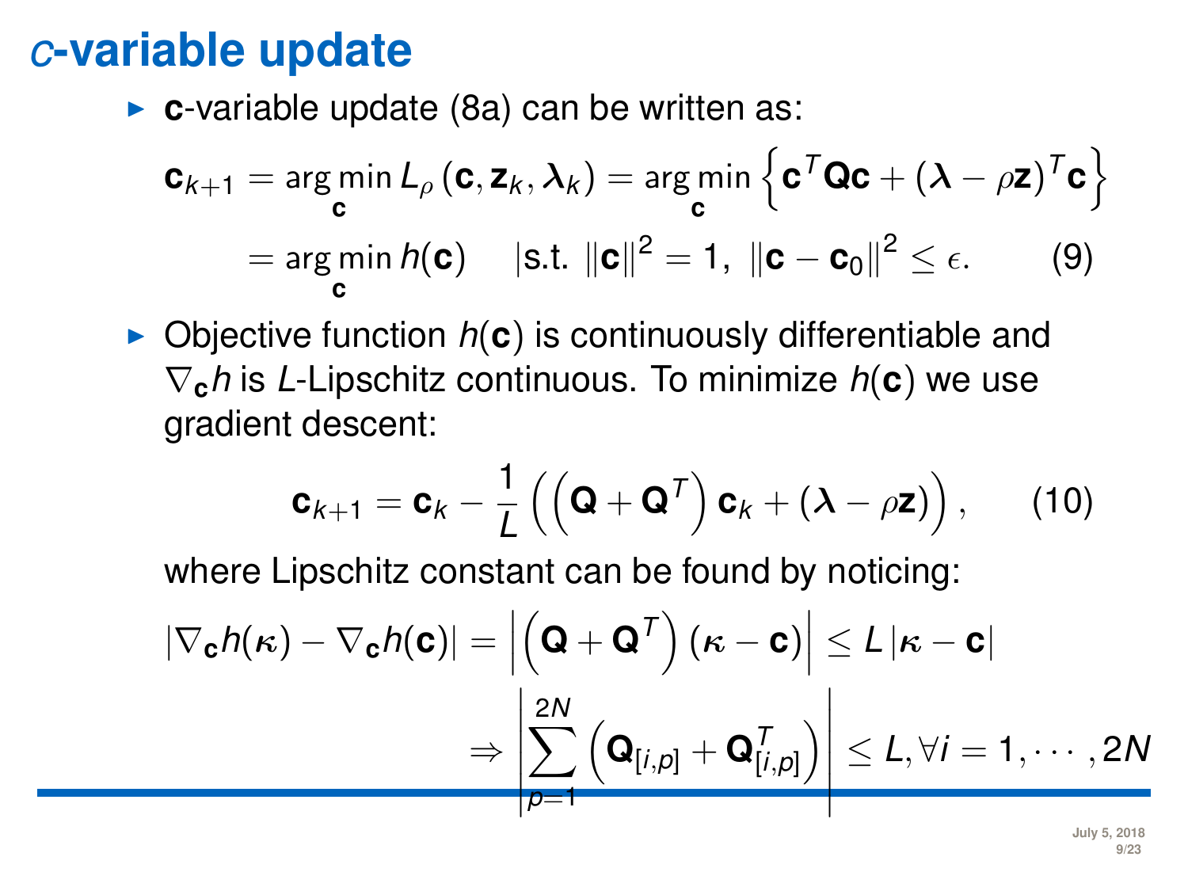# *c*-variable update

- **c**-variable update (8a) can be written as:

$$\mathbf{c}_{k+1} = \arg\min_{\mathbf{c}} L_\rho(\mathbf{c}, \mathbf{z}_k, \boldsymbol{\lambda}_k) = \arg\min_{\mathbf{c}} \left\{ \mathbf{c}^T \mathbf{Q} \mathbf{c} + (\boldsymbol{\lambda} - \rho \mathbf{z})^T \mathbf{c} \right\}$$

$$= \arg\min_{\mathbf{c}} h(\mathbf{c}) \quad | \text{s.t. } \|\mathbf{c}\|^2 = 1, \ \|\mathbf{c} - \mathbf{c}_0\|^2 \leq \epsilon. \qquad (9)$$

- Objective function $h(\mathbf{c})$ is continuously differentiable and $\nabla_{\mathbf{c}} h$ is $L$-Lipschitz continuous. To minimize $h(\mathbf{c})$ we use gradient descent:

$$\mathbf{c}_{k+1} = \mathbf{c}_k - \frac{1}{L}\left( \left( \mathbf{Q} + \mathbf{Q}^T \right) \mathbf{c}_k + (\boldsymbol{\lambda} - \rho \mathbf{z}) \right), \qquad (10)$$

  where Lipschitz constant can be found by noticing:

$$|\nabla_{\mathbf{c}} h(\boldsymbol{\kappa}) - \nabla_{\mathbf{c}} h(\mathbf{c})| = \left| \left( \mathbf{Q} + \mathbf{Q}^T \right) (\boldsymbol{\kappa} - \mathbf{c}) \right| \leq L \, |\boldsymbol{\kappa} - \mathbf{c}|$$

$$\Rightarrow \left| \sum_{p=1}^{2N} \left( \mathbf{Q}_{[i,p]} + \mathbf{Q}_{[i,p]}^T \right) \right| \leq L, \forall i = 1, \cdots, 2N$$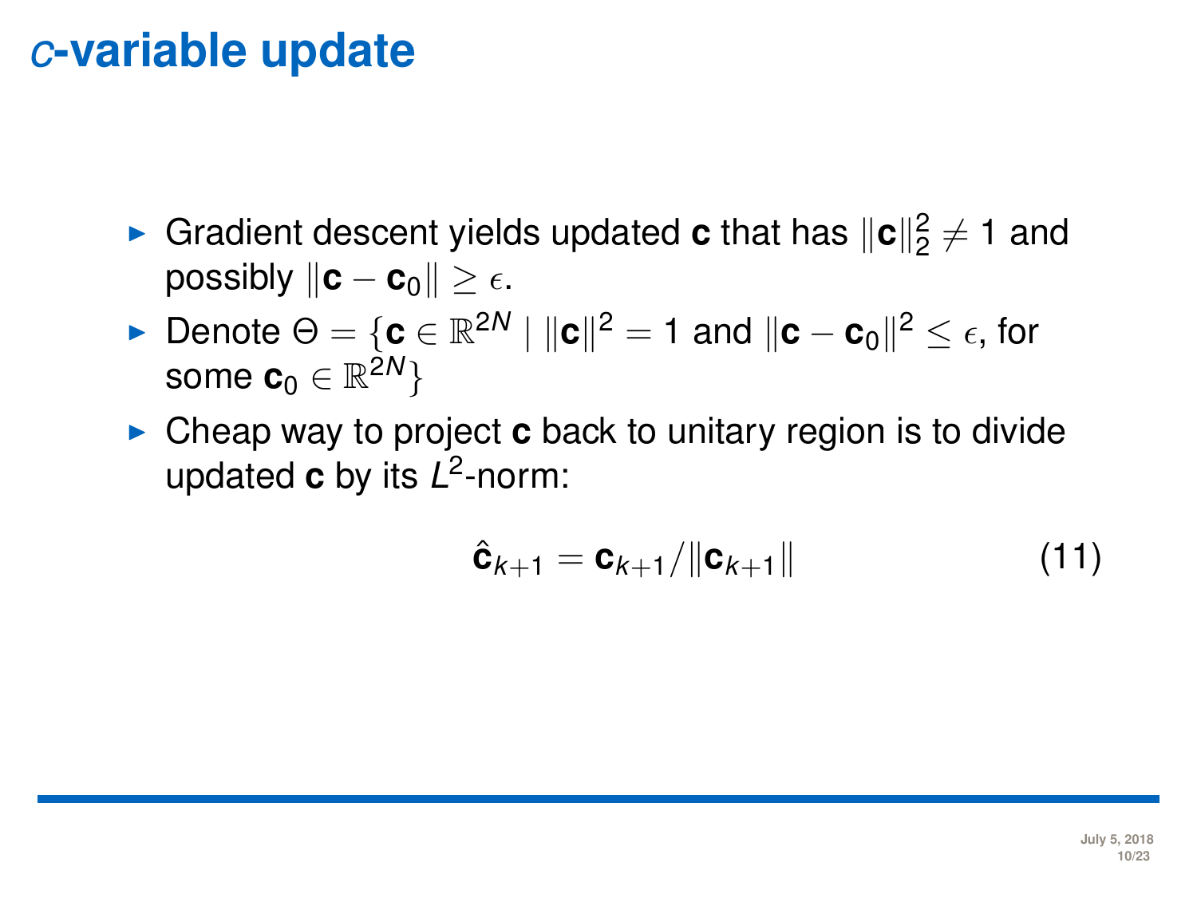# $c$-variable update

- Gradient descent yields updated $\mathbf{c}$ that has $\|\mathbf{c}\|_2^2 \neq 1$ and possibly $\|\mathbf{c} - \mathbf{c}_0\| \geq \epsilon$.
- Denote $\Theta = \{\mathbf{c} \in \mathbb{R}^{2N} \mid \|\mathbf{c}\|^2 = 1 \text{ and } \|\mathbf{c} - \mathbf{c}_0\|^2 \leq \epsilon, \text{ for some } \mathbf{c}_0 \in \mathbb{R}^{2N}\}$
- Cheap way to project $\mathbf{c}$ back to unitary region is to divide updated $\mathbf{c}$ by its $L^2$-norm:

$$\hat{\mathbf{c}}_{k+1} = \mathbf{c}_{k+1} / \|\mathbf{c}_{k+1}\| \tag{11}$$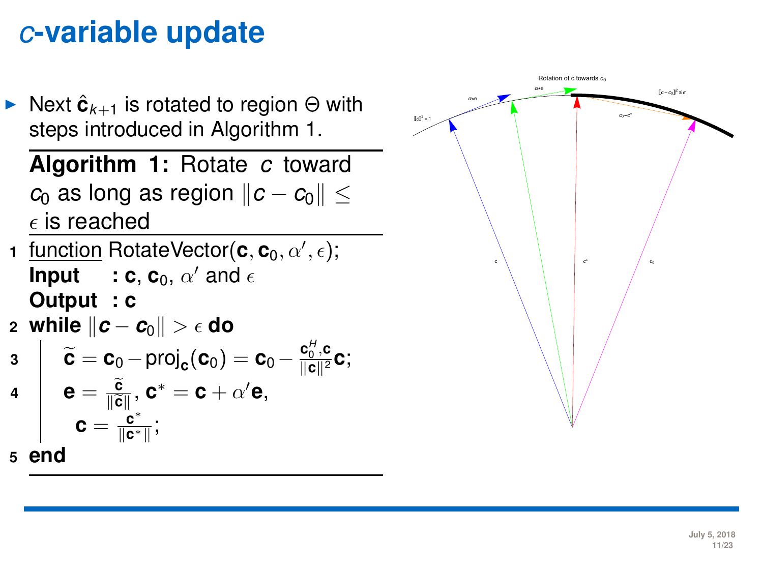# $c$-variable update

- Next $\hat{\mathbf{c}}_{k+1}$ is rotated to region $\Theta$ with steps introduced in Algorithm 1.

---

**Algorithm 1:** Rotate $c$ toward $c_0$ as long as region $\|c - c_0\| \leq \epsilon$ is reached

---

```
1  function RotateVector(c, c_0, α', ε);
   Input  : c, c_0, α' and ε
   Output : c
2  while ||c − c_0|| > ε do
3      c̃ = c_0 − proj_c(c_0) = c_0 − (c_0^H, c)/||c||^2 c;
4      e = c̃/||c̃||, c* = c + α'e,
         c = c*/||c*||;
5  end
```

Line 1: function RotateVector($\mathbf{c}, \mathbf{c}_0, \alpha', \epsilon$);

**Input** : $\mathbf{c}$, $\mathbf{c}_0$, $\alpha'$ and $\epsilon$

**Output** : $\mathbf{c}$

Line 2: **while** $\|\boldsymbol{c} - \boldsymbol{c}_0\| > \epsilon$ **do**

Line 3: $\widetilde{\mathbf{c}} = \mathbf{c}_0 - \text{proj}_{\mathbf{c}}(\mathbf{c}_0) = \mathbf{c}_0 - \frac{\mathbf{c}_0^H, \mathbf{c}}{\|\mathbf{c}\|^2}\mathbf{c}$;

Line 4: $\mathbf{e} = \frac{\widetilde{\mathbf{c}}}{\|\widetilde{\mathbf{c}}\|}$, $\mathbf{c}^* = \mathbf{c} + \alpha'\mathbf{e}$, $\mathbf{c} = \frac{\mathbf{c}^*}{\|\mathbf{c}^*\|}$;

Line 5: **end**

---

Rotation of c towards $c_0$

$\|c\|^2 = 1$ &nbsp;&nbsp; $\alpha * e$ &nbsp;&nbsp; $\alpha * e$ &nbsp;&nbsp; $\|c - c_0\|^2 \leq \epsilon$ &nbsp;&nbsp; $c_0 - c^*$ &nbsp;&nbsp; $c$ &nbsp;&nbsp; $c^*$ &nbsp;&nbsp; $c_0$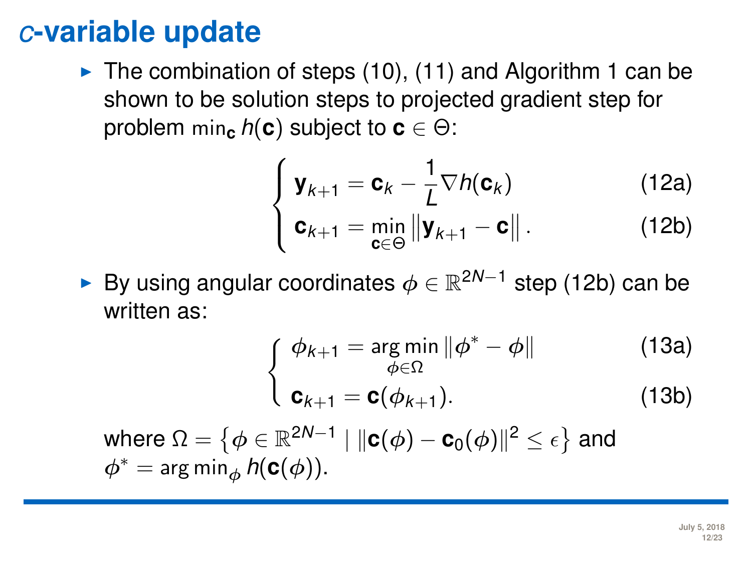# $c$-variable update

- The combination of steps (10), (11) and Algorithm 1 can be shown to be solution steps to projected gradient step for problem $\min_{\mathbf{c}} h(\mathbf{c})$ subject to $\mathbf{c} \in \Theta$:

$$
\begin{cases}
\mathbf{y}_{k+1} = \mathbf{c}_k - \frac{1}{L} \nabla h(\mathbf{c}_k) & \text{(12a)} \\
\mathbf{c}_{k+1} = \min\limits_{\mathbf{c} \in \Theta} \left\| \mathbf{y}_{k+1} - \mathbf{c} \right\|. & \text{(12b)}
\end{cases}
$$

- By using angular coordinates $\phi \in \mathbb{R}^{2N-1}$ step (12b) can be written as:

$$
\begin{cases}
\phi_{k+1} = \arg\min\limits_{\phi \in \Omega} \| \phi^* - \phi \| & \text{(13a)} \\
\mathbf{c}_{k+1} = \mathbf{c}(\phi_{k+1}). & \text{(13b)}
\end{cases}
$$

where $\Omega = \left\{ \phi \in \mathbb{R}^{2N-1} \mid \| \mathbf{c}(\phi) - \mathbf{c}_0(\phi) \|^2 \leq \epsilon \right\}$ and $\phi^* = \arg\min_{\phi} h(\mathbf{c}(\phi))$.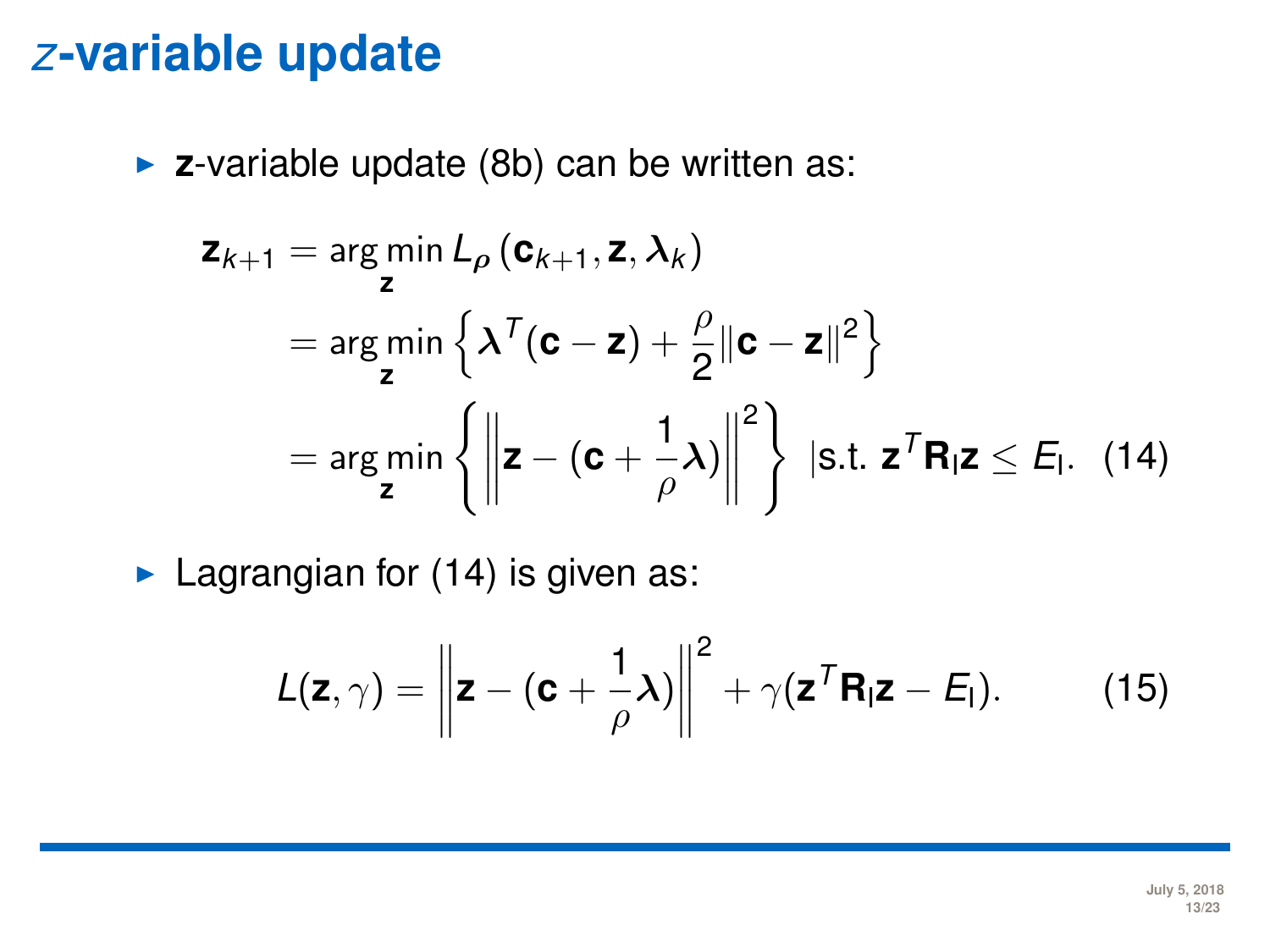# $z$-variable update

- **z**-variable update (8b) can be written as:

$$
\begin{aligned}
\mathbf{z}_{k+1} &= \arg\min_{\mathbf{z}} L_{\rho}\left(\mathbf{c}_{k+1}, \mathbf{z}, \boldsymbol{\lambda}_k\right) \\
&= \arg\min_{\mathbf{z}} \left\{ \boldsymbol{\lambda}^T(\mathbf{c} - \mathbf{z}) + \frac{\rho}{2}\|\mathbf{c} - \mathbf{z}\|^2 \right\} \\
&= \arg\min_{\mathbf{z}} \left\{ \left\| \mathbf{z} - (\mathbf{c} + \frac{1}{\rho}\boldsymbol{\lambda}) \right\|^2 \right\} \ |\text{s.t. } \mathbf{z}^T\mathbf{R}_{\text{I}}\mathbf{z} \leq E_{\text{I}}. \qquad (14)
\end{aligned}
$$

- Lagrangian for (14) is given as:

$$
L(\mathbf{z}, \gamma) = \left\| \mathbf{z} - (\mathbf{c} + \frac{1}{\rho}\boldsymbol{\lambda}) \right\|^2 + \gamma(\mathbf{z}^T\mathbf{R}_{\text{I}}\mathbf{z} - E_{\text{I}}). \qquad (15)
$$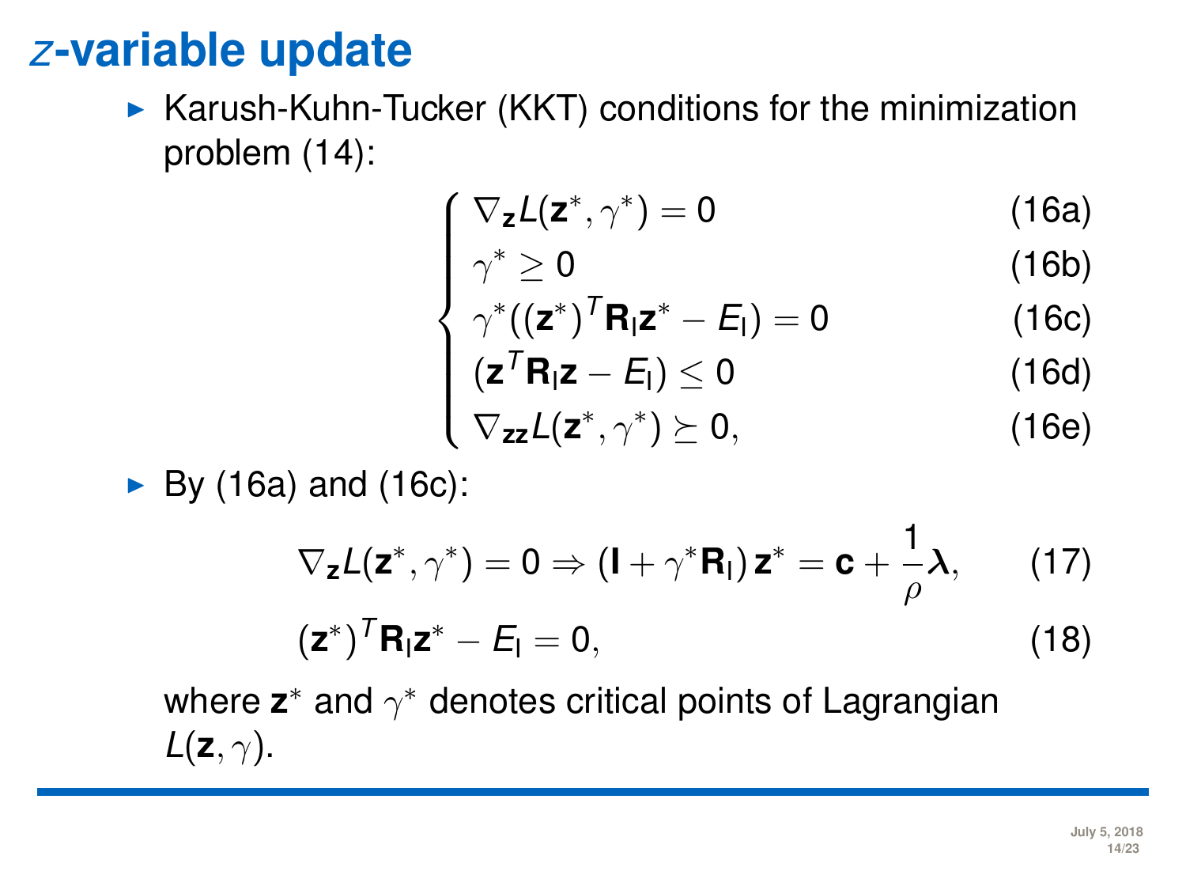# $z$-variable update

- Karush-Kuhn-Tucker (KKT) conditions for the minimization problem (14):

$$
\begin{cases}
\nabla_{\mathbf{z}} L(\mathbf{z}^*, \gamma^*) = 0 & \text{(16a)} \\
\gamma^* \geq 0 & \text{(16b)} \\
\gamma^* ((\mathbf{z}^*)^T \mathbf{R}_{\mathrm{l}} \mathbf{z}^* - E_{\mathrm{l}}) = 0 & \text{(16c)} \\
(\mathbf{z}^T \mathbf{R}_{\mathrm{l}} \mathbf{z} - E_{\mathrm{l}}) \leq 0 & \text{(16d)} \\
\nabla_{\mathbf{zz}} L(\mathbf{z}^*, \gamma^*) \succeq 0, & \text{(16e)}
\end{cases}
$$

- By (16a) and (16c):

$$
\nabla_{\mathbf{z}} L(\mathbf{z}^*, \gamma^*) = 0 \Rightarrow (\mathbf{I} + \gamma^* \mathbf{R}_{\mathrm{l}}) \, \mathbf{z}^* = \mathbf{c} + \frac{1}{\rho} \boldsymbol{\lambda}, \tag{17}
$$

$$
(\mathbf{z}^*)^T \mathbf{R}_{\mathrm{l}} \mathbf{z}^* - E_{\mathrm{l}} = 0, \tag{18}
$$

where $\mathbf{z}^*$ and $\gamma^*$ denotes critical points of Lagrangian $L(\mathbf{z}, \gamma)$.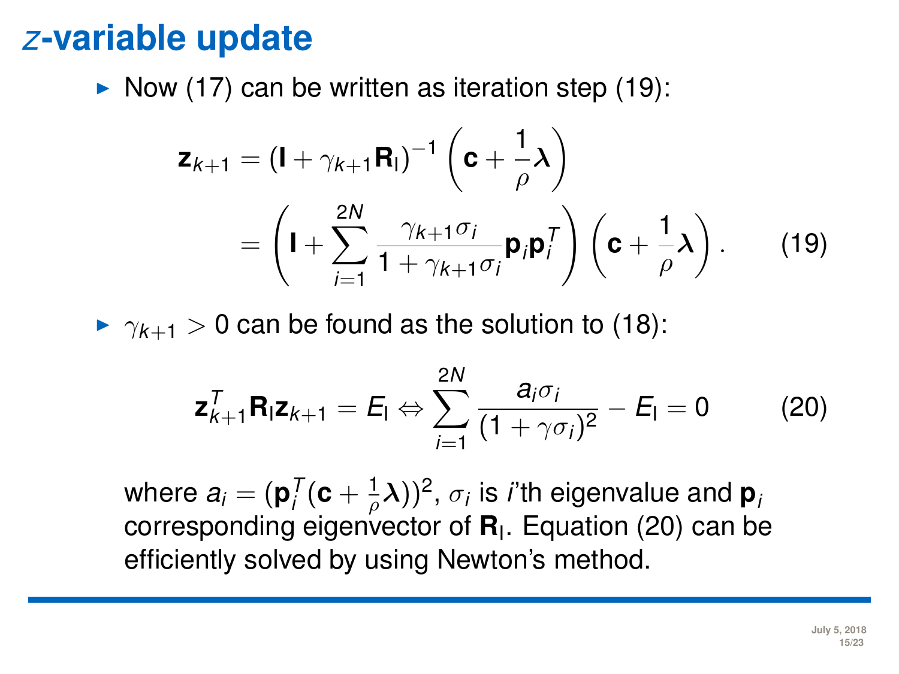# $z$-variable update

- Now (17) can be written as iteration step (19):

$$
\begin{aligned}
\mathbf{z}_{k+1} &= (\mathbf{I} + \gamma_{k+1}\mathbf{R}_\text{l})^{-1}\left(\mathbf{c} + \frac{1}{\rho}\boldsymbol{\lambda}\right) \\
&= \left(\mathbf{I} + \sum_{i=1}^{2N} \frac{\gamma_{k+1}\sigma_i}{1+\gamma_{k+1}\sigma_i}\mathbf{p}_i\mathbf{p}_i^T\right)\left(\mathbf{c} + \frac{1}{\rho}\boldsymbol{\lambda}\right). \qquad (19)
\end{aligned}
$$

- $\gamma_{k+1} > 0$ can be found as the solution to (18):

$$
\mathbf{z}_{k+1}^T\mathbf{R}_\text{l}\mathbf{z}_{k+1} = E_\text{l} \Leftrightarrow \sum_{i=1}^{2N} \frac{a_i\sigma_i}{(1+\gamma\sigma_i)^2} - E_\text{l} = 0 \qquad (20)
$$

where $a_i = (\mathbf{p}_i^T(\mathbf{c} + \frac{1}{\rho}\boldsymbol{\lambda}))^2$, $\sigma_i$ is $i$'th eigenvalue and $\mathbf{p}_i$ corresponding eigenvector of $\mathbf{R}_\text{l}$. Equation (20) can be efficiently solved by using Newton's method.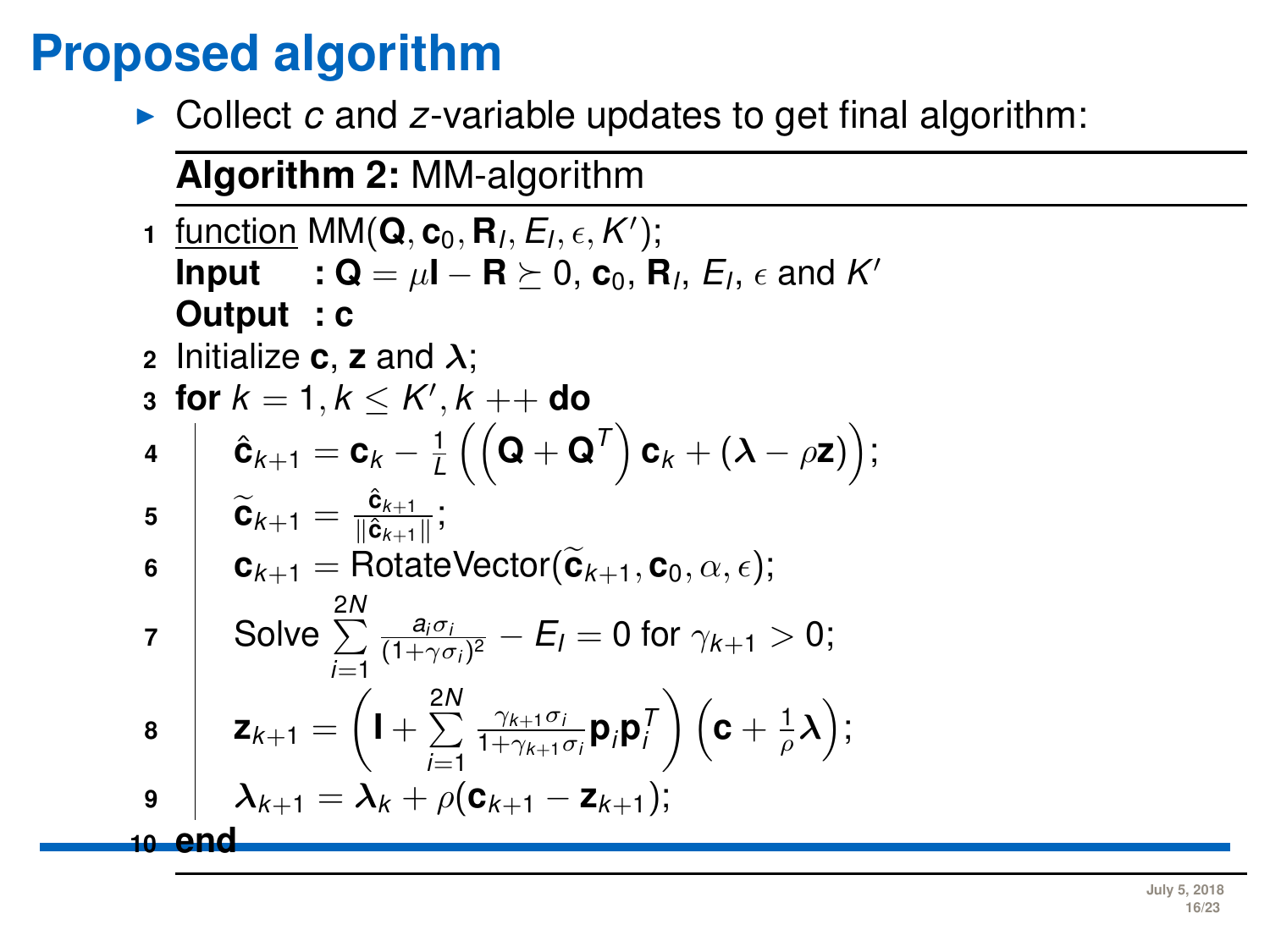# Proposed algorithm

- Collect $c$ and $z$-variable updates to get final algorithm:

**Algorithm 2:** MM-algorithm

1. <u>function</u> MM($\mathbf{Q}, \mathbf{c}_0, \mathbf{R}_I, E_I, \epsilon, K'$);
   **Input** : $\mathbf{Q} = \mu\mathbf{I} - \mathbf{R} \succeq 0$, $\mathbf{c}_0$, $\mathbf{R}_I$, $E_I$, $\epsilon$ and $K'$
   **Output** : $\mathbf{c}$
2. Initialize $\mathbf{c}$, $\mathbf{z}$ and $\boldsymbol{\lambda}$;
3. **for** $k = 1, k \leq K', k{+}{+}$ **do**
4. $\quad \hat{\mathbf{c}}_{k+1} = \mathbf{c}_k - \frac{1}{L}\left(\left(\mathbf{Q} + \mathbf{Q}^T\right)\mathbf{c}_k + (\boldsymbol{\lambda} - \rho\mathbf{z})\right)$;
5. $\quad \widetilde{\mathbf{c}}_{k+1} = \frac{\hat{\mathbf{c}}_{k+1}}{\|\hat{\mathbf{c}}_{k+1}\|}$;
6. $\quad \mathbf{c}_{k+1} = \text{RotateVector}(\widetilde{\mathbf{c}}_{k+1}, \mathbf{c}_0, \alpha, \epsilon)$;
7. $\quad$ Solve $\sum_{i=1}^{2N} \frac{a_i\sigma_i}{(1+\gamma\sigma_i)^2} - E_I = 0$ for $\gamma_{k+1} > 0$;
8. $\quad \mathbf{z}_{k+1} = \left(\mathbf{I} + \sum_{i=1}^{2N} \frac{\gamma_{k+1}\sigma_i}{1+\gamma_{k+1}\sigma_i}\mathbf{p}_i\mathbf{p}_i^T\right)\left(\mathbf{c} + \frac{1}{\rho}\boldsymbol{\lambda}\right)$;
9. $\quad \boldsymbol{\lambda}_{k+1} = \boldsymbol{\lambda}_k + \rho(\mathbf{c}_{k+1} - \mathbf{z}_{k+1})$;
10. **end**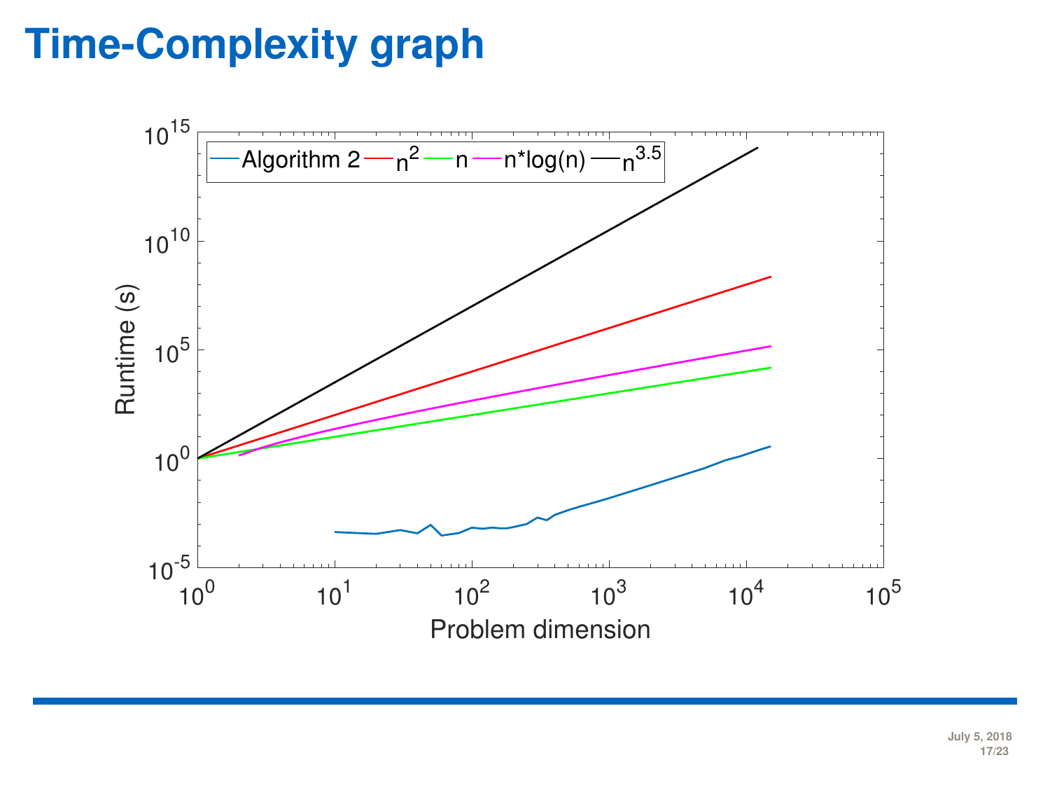# Time-Complexity graph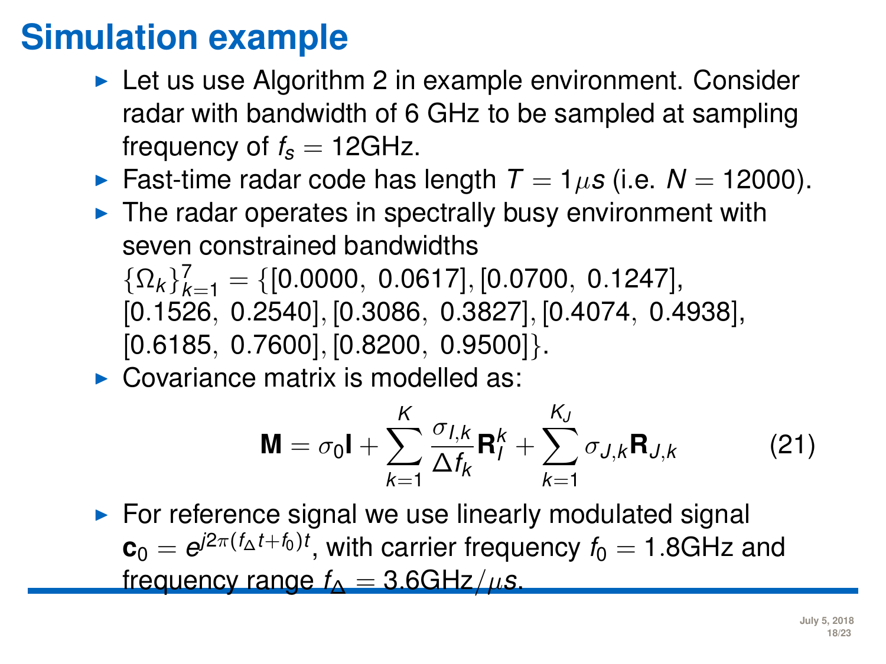# Simulation example

- Let us use Algorithm 2 in example environment. Consider radar with bandwidth of 6 GHz to be sampled at sampling frequency of $f_s = 12$GHz.
- Fast-time radar code has length $T = 1\mu s$ (i.e. $N = 12000$).
- The radar operates in spectrally busy environment with seven constrained bandwidths $\{\Omega_k\}_{k=1}^{7} = \{[0.0000,\ 0.0617], [0.0700,\ 0.1247], [0.1526,\ 0.2540], [0.3086,\ 0.3827], [0.4074,\ 0.4938], [0.6185,\ 0.7600], [0.8200,\ 0.9500]\}$.
- Covariance matrix is modelled as:

$$\mathbf{M} = \sigma_0 \mathbf{I} + \sum_{k=1}^{K} \frac{\sigma_{I,k}}{\Delta f_k} \mathbf{R}_I^k + \sum_{k=1}^{K_J} \sigma_{J,k} \mathbf{R}_{J,k} \tag{21}$$

- For reference signal we use linearly modulated signal $\mathbf{c}_0 = e^{j2\pi(f_\Delta t + f_0)t}$, with carrier frequency $f_0 = 1.8$GHz and frequency range $f_\Delta = 3.6\text{GHz}/\mu s$.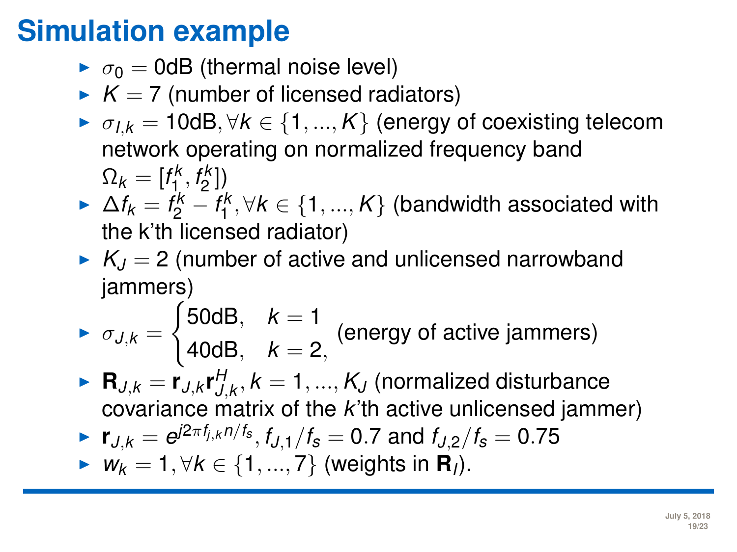# Simulation example

- $\sigma_0 = 0$dB (thermal noise level)
- $K = 7$ (number of licensed radiators)
- $\sigma_{I,k} = 10$dB$, \forall k \in \{1, ..., K\}$ (energy of coexisting telecom network operating on normalized frequency band $\Omega_k = [f_1^k, f_2^k])$
- $\Delta f_k = f_2^k - f_1^k, \forall k \in \{1, ..., K\}$ (bandwidth associated with the k'th licensed radiator)
- $K_J = 2$ (number of active and unlicensed narrowband jammers)
- $\sigma_{J,k} = \begin{cases} 50\text{dB}, & k = 1 \\ 40\text{dB}, & k = 2, \end{cases}$ (energy of active jammers)
- $\mathbf{R}_{J,k} = \mathbf{r}_{J,k}\mathbf{r}_{J,k}^H, k = 1, ..., K_J$ (normalized disturbance covariance matrix of the $k$'th active unlicensed jammer)
- $\mathbf{r}_{J,k} = e^{j2\pi f_{j,k} n/f_s}$, $f_{J,1}/f_s = 0.7$ and $f_{J,2}/f_s = 0.75$
- $w_k = 1, \forall k \in \{1, ..., 7\}$ (weights in $\mathbf{R}_I$).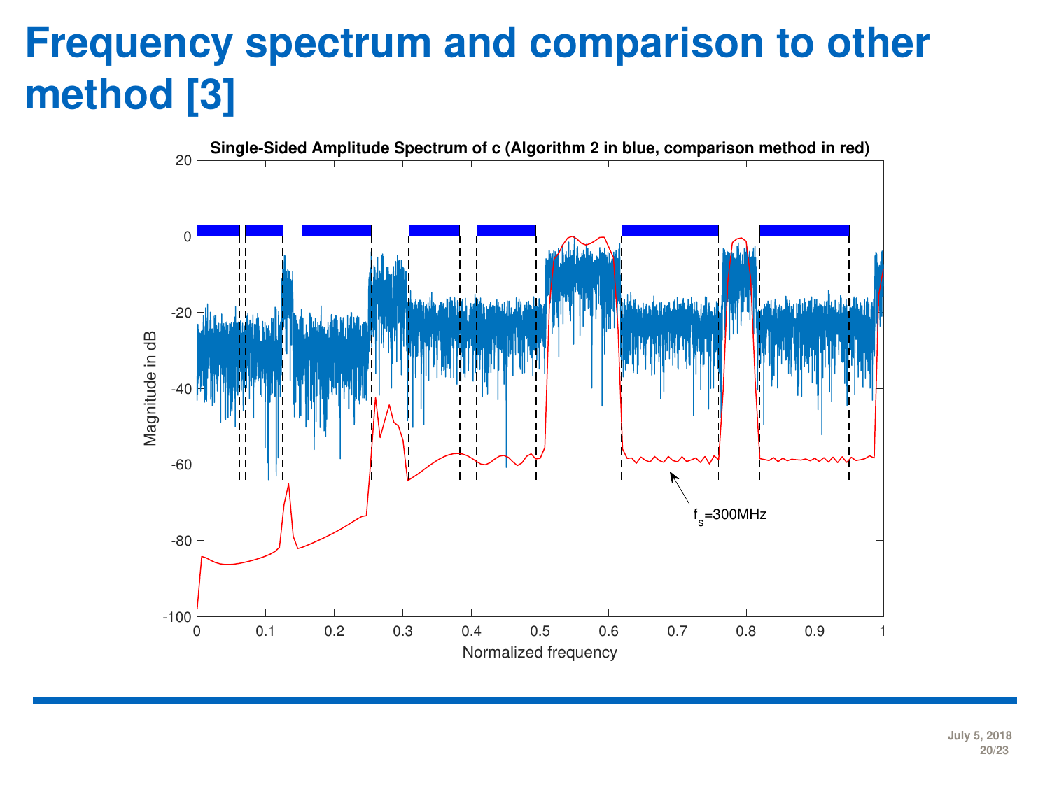# Frequency spectrum and comparison to other method [3]

Single-Sided Amplitude Spectrum of c (Algorithm 2 in blue, comparison method in red)

Magnitude in dB

Normalized frequency

$f_s$=300MHz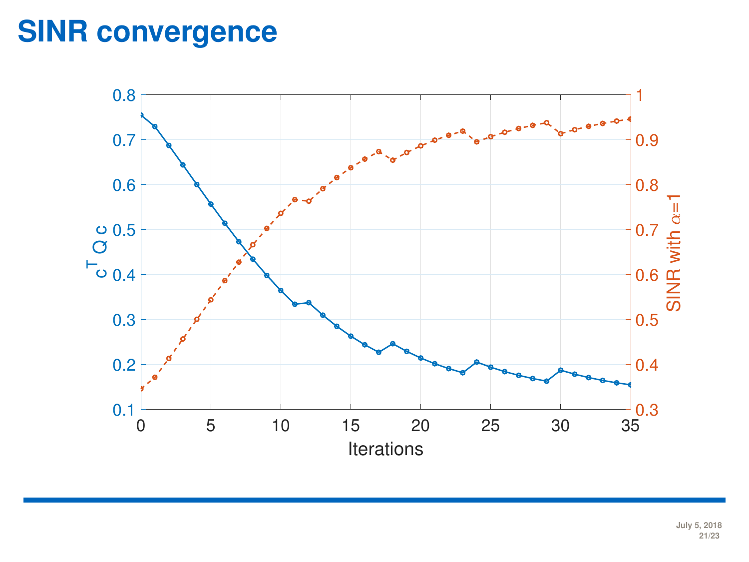# SINR convergence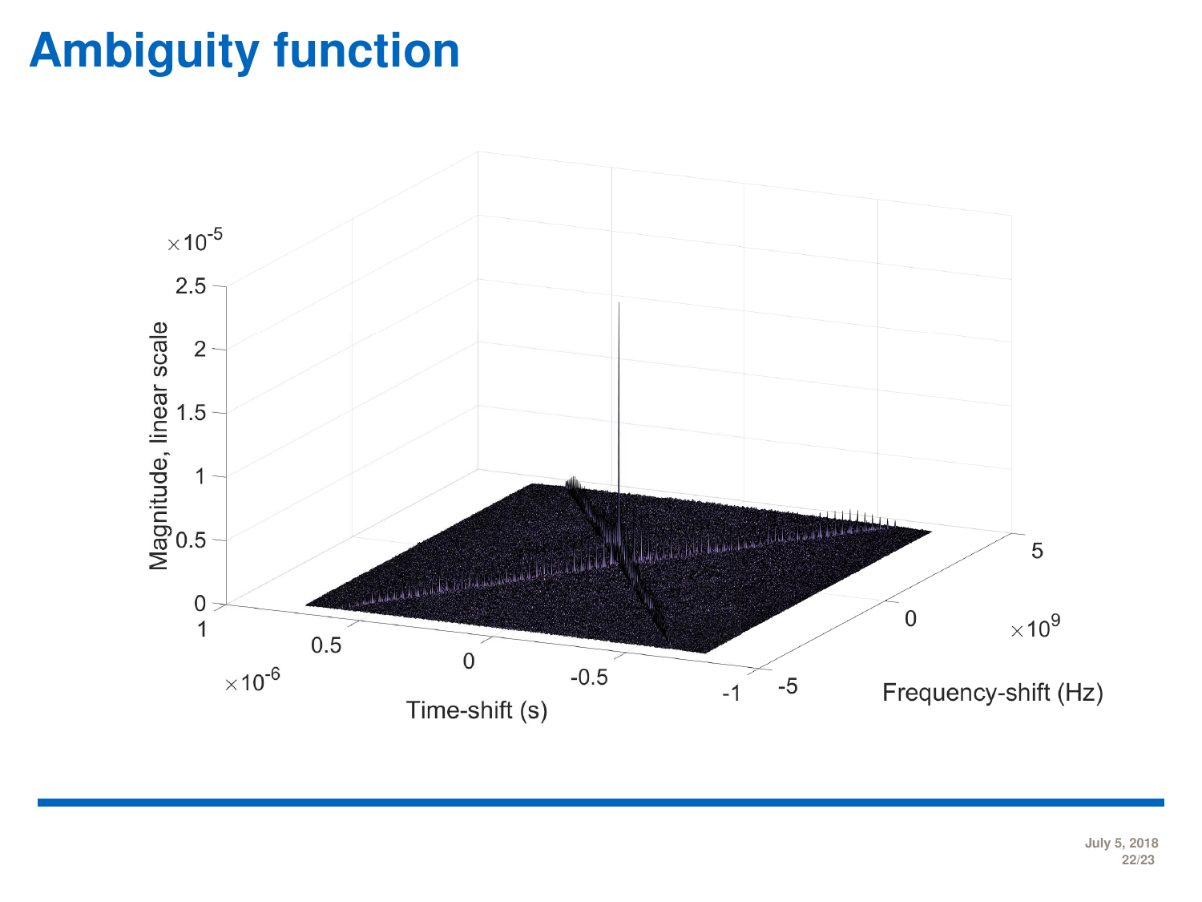# Ambiguity function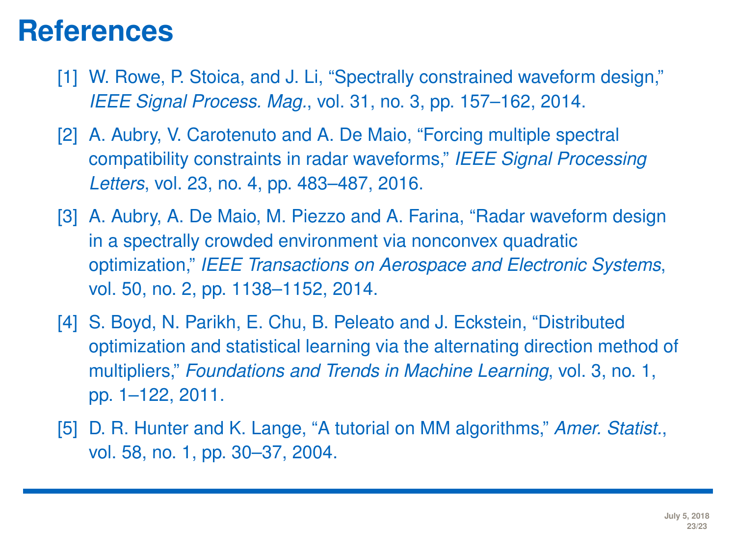# References

[1] W. Rowe, P. Stoica, and J. Li, "Spectrally constrained waveform design," *IEEE Signal Process. Mag.*, vol. 31, no. 3, pp. 157–162, 2014.

[2] A. Aubry, V. Carotenuto and A. De Maio, "Forcing multiple spectral compatibility constraints in radar waveforms," *IEEE Signal Processing Letters*, vol. 23, no. 4, pp. 483–487, 2016.

[3] A. Aubry, A. De Maio, M. Piezzo and A. Farina, "Radar waveform design in a spectrally crowded environment via nonconvex quadratic optimization," *IEEE Transactions on Aerospace and Electronic Systems*, vol. 50, no. 2, pp. 1138–1152, 2014.

[4] S. Boyd, N. Parikh, E. Chu, B. Peleato and J. Eckstein, "Distributed optimization and statistical learning via the alternating direction method of multipliers," *Foundations and Trends in Machine Learning*, vol. 3, no. 1, pp. 1–122, 2011.

[5] D. R. Hunter and K. Lange, "A tutorial on MM algorithms," *Amer. Statist.*, vol. 58, no. 1, pp. 30–37, 2004.